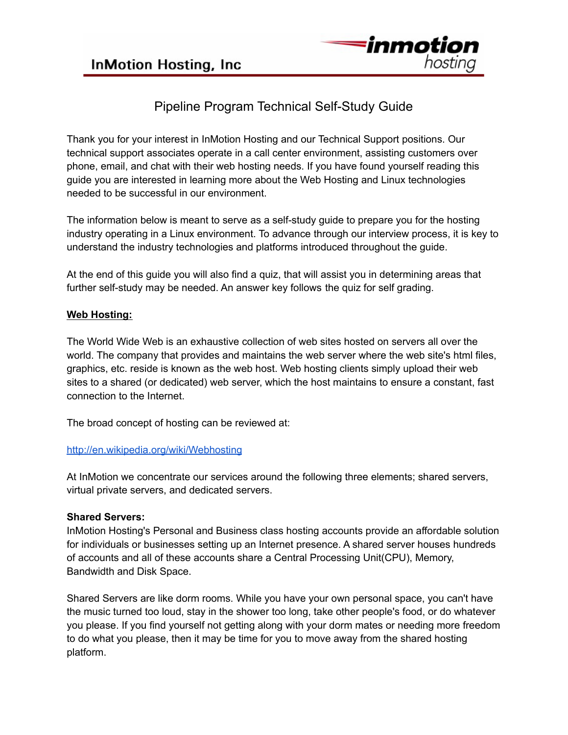InMotion Hosting, Inc

# Pipeline Program Technical Self-Study Guide

Thank you for your interest in InMotion Hosting and our Technical Support positions. Our technical support associates operate in a call center environment, assisting customers over phone, email, and chat with their web hosting needs. If you have found yourself reading this guide you are interested in learning more about the Web Hosting and Linux technologies needed to be successful in our environment.

The information below is meant to serve as a self-study guide to prepare you for the hosting industry operating in a Linux environment. To advance through our interview process, it is key to understand the industry technologies and platforms introduced throughout the guide.

At the end of this guide you will also find a quiz, that will assist you in determining areas that further self-study may be needed. An answer key follows the quiz for self grading.

## Web Hosting:

The World Wide Web is an exhaustive collection of web sites hosted on servers all over the world. The company that provides and maintains the web server where the web site's html files, graphics, etc. reside is known as the web host. Web hosting clients simply upload their web sites to a shared (or dedicated) web server, which the host maintains to ensure a constant, fast connection to the Internet.

The broad concept of hosting can be reviewed at:

http://en.wikipedia.org/wiki/Webhosting

At InMotion we concentrate our services around the following three elements; shared servers, virtual private servers, and dedicated servers.

**Shared Servers:**
InMotion Hosting's Personal and Business class hosting accounts provide an affordable solution for individuals or businesses setting up an Internet presence. A shared server houses hundreds of accounts and all of these accounts share a Central Processing Unit(CPU), Memory, Bandwidth and Disk Space.

Shared Servers are like dorm rooms. While you have your own personal space, you can't have the music turned too loud, stay in the shower too long, take other people's food, or do whatever you please. If you find yourself not getting along with your dorm mates or needing more freedom to do what you please, then it may be time for you to move away from the shared hosting platform.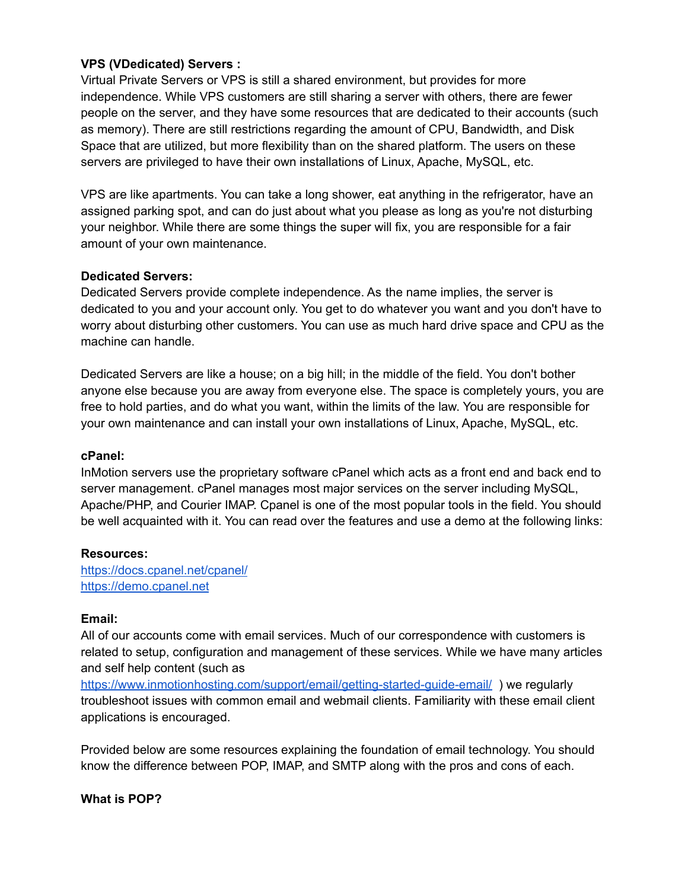**VPS (VDedicated) Servers :**
Virtual Private Servers or VPS is still a shared environment, but provides for more independence. While VPS customers are still sharing a server with others, there are fewer people on the server, and they have some resources that are dedicated to their accounts (such as memory). There are still restrictions regarding the amount of CPU, Bandwidth, and Disk Space that are utilized, but more flexibility than on the shared platform. The users on these servers are privileged to have their own installations of Linux, Apache, MySQL, etc.

VPS are like apartments. You can take a long shower, eat anything in the refrigerator, have an assigned parking spot, and can do just about what you please as long as you're not disturbing your neighbor. While there are some things the super will fix, you are responsible for a fair amount of your own maintenance.

**Dedicated Servers:**
Dedicated Servers provide complete independence. As the name implies, the server is dedicated to you and your account only. You get to do whatever you want and you don't have to worry about disturbing other customers. You can use as much hard drive space and CPU as the machine can handle.

Dedicated Servers are like a house; on a big hill; in the middle of the field. You don't bother anyone else because you are away from everyone else. The space is completely yours, you are free to hold parties, and do what you want, within the limits of the law. You are responsible for your own maintenance and can install your own installations of Linux, Apache, MySQL, etc.

**cPanel:**
InMotion servers use the proprietary software cPanel which acts as a front end and back end to server management. cPanel manages most major services on the server including MySQL, Apache/PHP, and Courier IMAP. Cpanel is one of the most popular tools in the field. You should be well acquainted with it. You can read over the features and use a demo at the following links:

**Resources:**
[https://docs.cpanel.net/cpanel/](https://docs.cpanel.net/cpanel/)
[https://demo.cpanel.net](https://demo.cpanel.net)

**Email:**
All of our accounts come with email services. Much of our correspondence with customers is related to setup, configuration and management of these services. While we have many articles and self help content (such as [https://www.inmotionhosting.com/support/email/getting-started-guide-email/](https://www.inmotionhosting.com/support/email/getting-started-guide-email/) ) we regularly troubleshoot issues with common email and webmail clients. Familiarity with these email client applications is encouraged.

Provided below are some resources explaining the foundation of email technology. You should know the difference between POP, IMAP, and SMTP along with the pros and cons of each.

**What is POP?**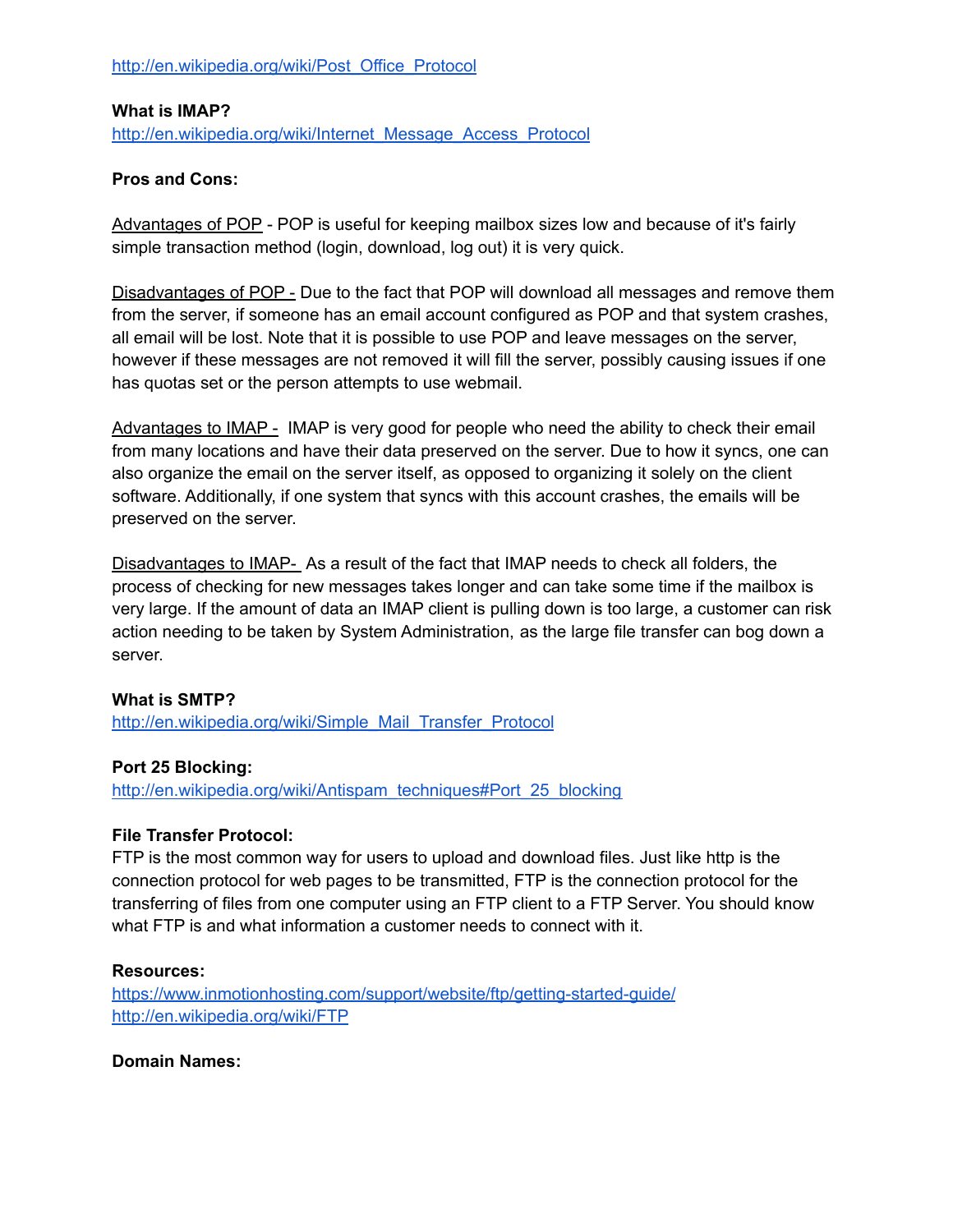http://en.wikipedia.org/wiki/Post_Office_Protocol

**What is IMAP?**
http://en.wikipedia.org/wiki/Internet_Message_Access_Protocol

**Pros and Cons:**

Advantages of POP - POP is useful for keeping mailbox sizes low and because of it's fairly simple transaction method (login, download, log out) it is very quick.

Disadvantages of POP - Due to the fact that POP will download all messages and remove them from the server, if someone has an email account configured as POP and that system crashes, all email will be lost. Note that it is possible to use POP and leave messages on the server, however if these messages are not removed it will fill the server, possibly causing issues if one has quotas set or the person attempts to use webmail.

Advantages to IMAP - IMAP is very good for people who need the ability to check their email from many locations and have their data preserved on the server. Due to how it syncs, one can also organize the email on the server itself, as opposed to organizing it solely on the client software. Additionally, if one system that syncs with this account crashes, the emails will be preserved on the server.

Disadvantages to IMAP- As a result of the fact that IMAP needs to check all folders, the process of checking for new messages takes longer and can take some time if the mailbox is very large. If the amount of data an IMAP client is pulling down is too large, a customer can risk action needing to be taken by System Administration, as the large file transfer can bog down a server.

**What is SMTP?**
http://en.wikipedia.org/wiki/Simple_Mail_Transfer_Protocol

**Port 25 Blocking:**
http://en.wikipedia.org/wiki/Antispam_techniques#Port_25_blocking

**File Transfer Protocol:**
FTP is the most common way for users to upload and download files. Just like http is the connection protocol for web pages to be transmitted, FTP is the connection protocol for the transferring of files from one computer using an FTP client to a FTP Server. You should know what FTP is and what information a customer needs to connect with it.

**Resources:**
https://www.inmotionhosting.com/support/website/ftp/getting-started-guide/
http://en.wikipedia.org/wiki/FTP

**Domain Names:**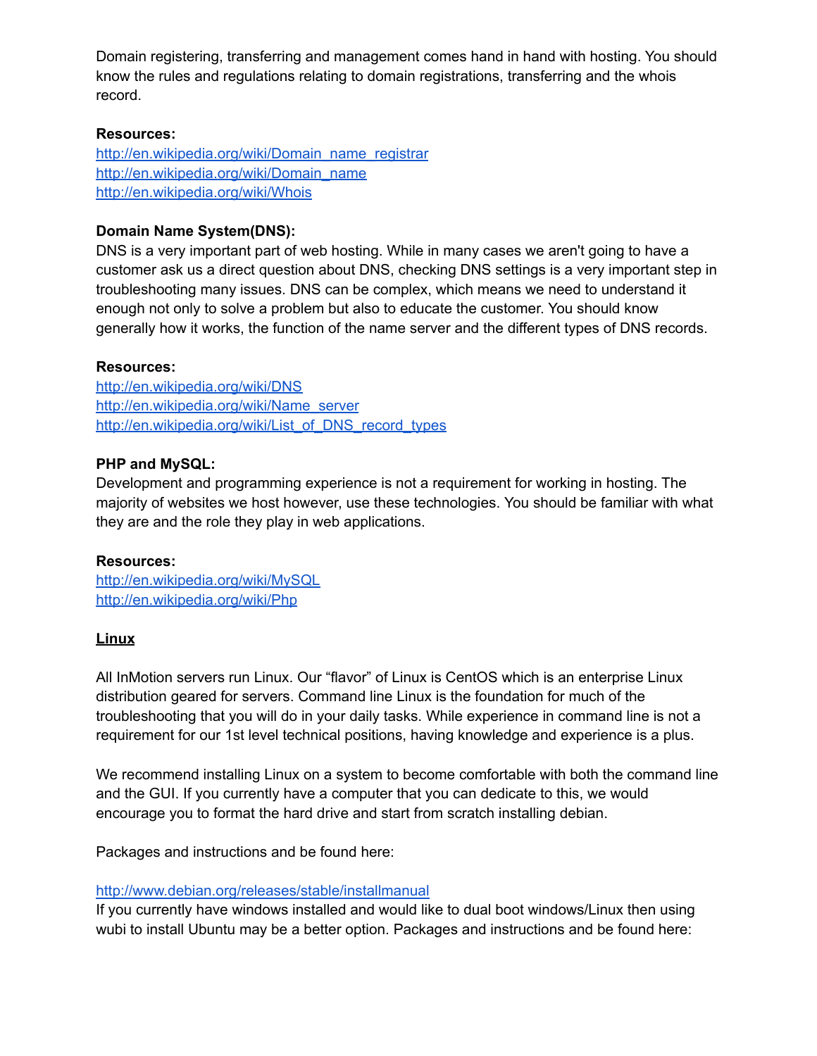Domain registering, transferring and management comes hand in hand with hosting. You should know the rules and regulations relating to domain registrations, transferring and the whois record.

**Resources:**
[http://en.wikipedia.org/wiki/Domain_name_registrar](http://en.wikipedia.org/wiki/Domain_name_registrar)
[http://en.wikipedia.org/wiki/Domain_name](http://en.wikipedia.org/wiki/Domain_name)
[http://en.wikipedia.org/wiki/Whois](http://en.wikipedia.org/wiki/Whois)

**Domain Name System(DNS):**
DNS is a very important part of web hosting. While in many cases we aren't going to have a customer ask us a direct question about DNS, checking DNS settings is a very important step in troubleshooting many issues. DNS can be complex, which means we need to understand it enough not only to solve a problem but also to educate the customer. You should know generally how it works, the function of the name server and the different types of DNS records.

**Resources:**
[http://en.wikipedia.org/wiki/DNS](http://en.wikipedia.org/wiki/DNS)
[http://en.wikipedia.org/wiki/Name_server](http://en.wikipedia.org/wiki/Name_server)
[http://en.wikipedia.org/wiki/List_of_DNS_record_types](http://en.wikipedia.org/wiki/List_of_DNS_record_types)

**PHP and MySQL:**
Development and programming experience is not a requirement for working in hosting. The majority of websites we host however, use these technologies. You should be familiar with what they are and the role they play in web applications.

**Resources:**
[http://en.wikipedia.org/wiki/MySQL](http://en.wikipedia.org/wiki/MySQL)
[http://en.wikipedia.org/wiki/Php](http://en.wikipedia.org/wiki/Php)

## **Linux**

All InMotion servers run Linux. Our "flavor" of Linux is CentOS which is an enterprise Linux distribution geared for servers. Command line Linux is the foundation for much of the troubleshooting that you will do in your daily tasks. While experience in command line is not a requirement for our 1st level technical positions, having knowledge and experience is a plus.

We recommend installing Linux on a system to become comfortable with both the command line and the GUI. If you currently have a computer that you can dedicate to this, we would encourage you to format the hard drive and start from scratch installing debian.

Packages and instructions and be found here:

[http://www.debian.org/releases/stable/installmanual](http://www.debian.org/releases/stable/installmanual)
If you currently have windows installed and would like to dual boot windows/Linux then using wubi to install Ubuntu may be a better option. Packages and instructions and be found here: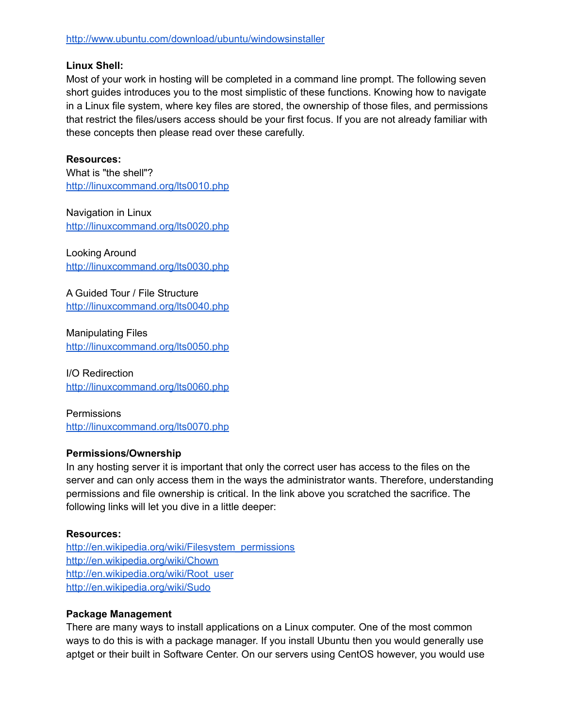http://www.ubuntu.com/download/ubuntu/windowsinstaller

**Linux Shell:**
Most of your work in hosting will be completed in a command line prompt. The following seven short guides introduces you to the most simplistic of these functions. Knowing how to navigate in a Linux file system, where key files are stored, the ownership of those files, and permissions that restrict the files/users access should be your first focus. If you are not already familiar with these concepts then please read over these carefully.

**Resources:**
What is "the shell"?
http://linuxcommand.org/lts0010.php

Navigation in Linux
http://linuxcommand.org/lts0020.php

Looking Around
http://linuxcommand.org/lts0030.php

A Guided Tour / File Structure
http://linuxcommand.org/lts0040.php

Manipulating Files
http://linuxcommand.org/lts0050.php

I/O Redirection
http://linuxcommand.org/lts0060.php

Permissions
http://linuxcommand.org/lts0070.php

**Permissions/Ownership**
In any hosting server it is important that only the correct user has access to the files on the server and can only access them in the ways the administrator wants. Therefore, understanding permissions and file ownership is critical. In the link above you scratched the sacrifice. The following links will let you dive in a little deeper:

**Resources:**
http://en.wikipedia.org/wiki/Filesystem_permissions
http://en.wikipedia.org/wiki/Chown
http://en.wikipedia.org/wiki/Root_user
http://en.wikipedia.org/wiki/Sudo

**Package Management**
There are many ways to install applications on a Linux computer. One of the most common ways to do this is with a package manager. If you install Ubuntu then you would generally use aptget or their built in Software Center. On our servers using CentOS however, you would use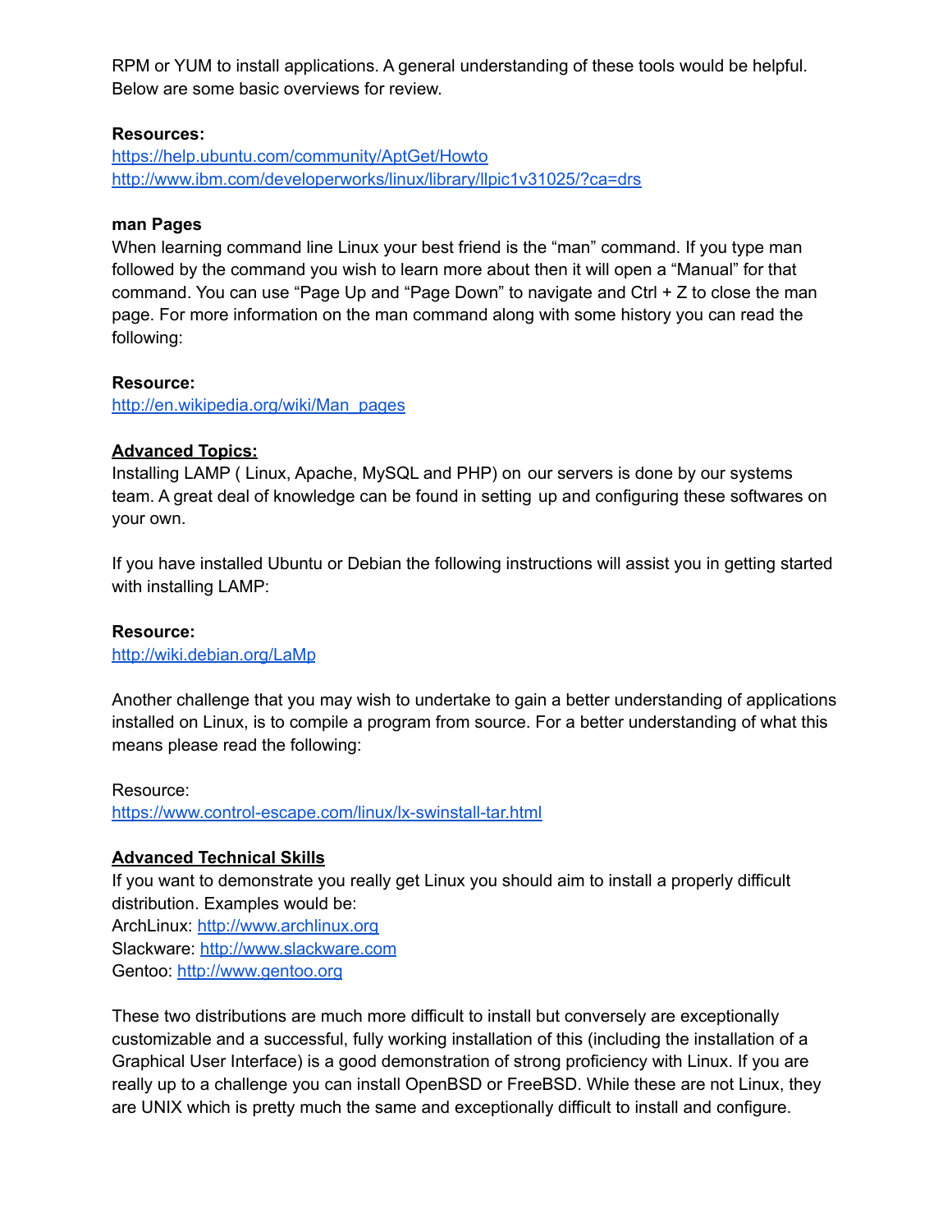RPM or YUM to install applications. A general understanding of these tools would be helpful. Below are some basic overviews for review.

**Resources:**
[https://help.ubuntu.com/community/AptGet/Howto](https://help.ubuntu.com/community/AptGet/Howto)
[http://www.ibm.com/developerworks/linux/library/llpic1v31025/?ca=drs](http://www.ibm.com/developerworks/linux/library/llpic1v31025/?ca=drs)

**man Pages**
When learning command line Linux your best friend is the "man" command. If you type man followed by the command you wish to learn more about then it will open a "Manual" for that command. You can use "Page Up and "Page Down" to navigate and Ctrl + Z to close the man page. For more information on the man command along with some history you can read the following:

**Resource:**
[http://en.wikipedia.org/wiki/Man_pages](http://en.wikipedia.org/wiki/Man_pages)

**<u>Advanced Topics:</u>**
Installing LAMP ( Linux, Apache, MySQL and PHP) on our servers is done by our systems team. A great deal of knowledge can be found in setting up and configuring these softwares on your own.

If you have installed Ubuntu or Debian the following instructions will assist you in getting started with installing LAMP:

**Resource:**
[http://wiki.debian.org/LaMp](http://wiki.debian.org/LaMp)

Another challenge that you may wish to undertake to gain a better understanding of applications installed on Linux, is to compile a program from source. For a better understanding of what this means please read the following:

Resource:
[https://www.control-escape.com/linux/lx-swinstall-tar.html](https://www.control-escape.com/linux/lx-swinstall-tar.html)

**<u>Advanced Technical Skills</u>**
If you want to demonstrate you really get Linux you should aim to install a properly difficult distribution. Examples would be:
ArchLinux: [http://www.archlinux.org](http://www.archlinux.org)
Slackware: [http://www.slackware.com](http://www.slackware.com)
Gentoo: [http://www.gentoo.org](http://www.gentoo.org)

These two distributions are much more difficult to install but conversely are exceptionally customizable and a successful, fully working installation of this (including the installation of a Graphical User Interface) is a good demonstration of strong proficiency with Linux. If you are really up to a challenge you can install OpenBSD or FreeBSD. While these are not Linux, they are UNIX which is pretty much the same and exceptionally difficult to install and configure.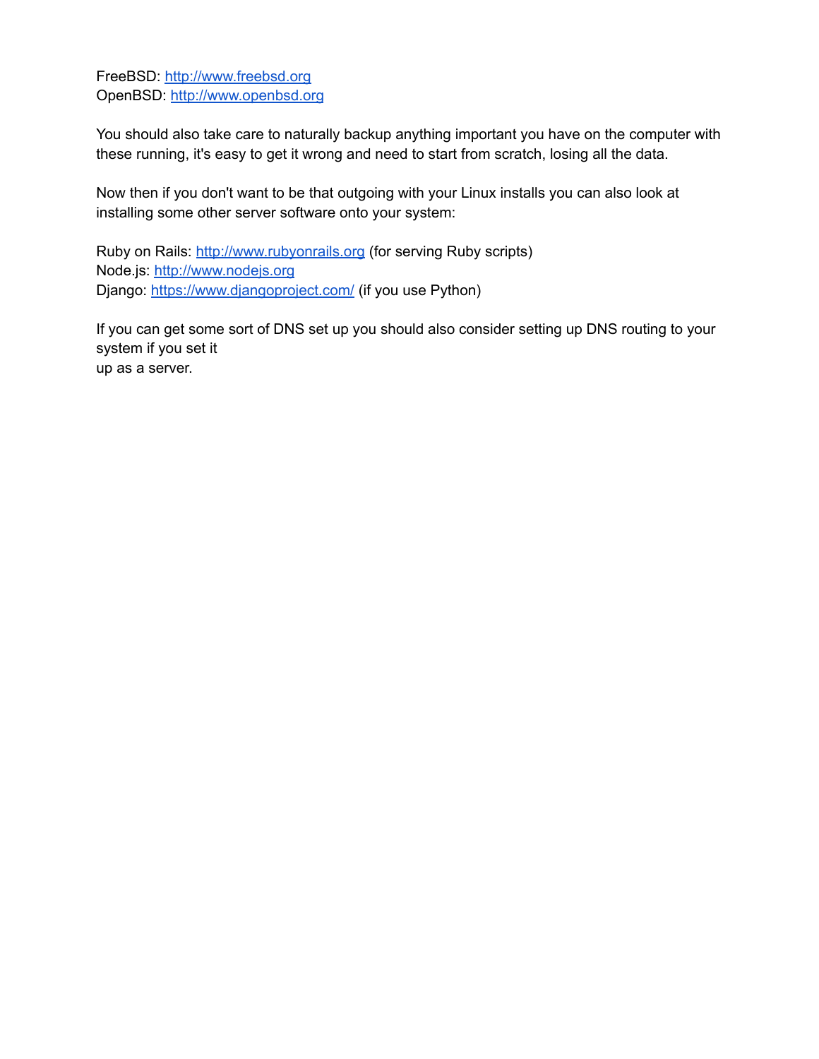FreeBSD: http://www.freebsd.org
OpenBSD: http://www.openbsd.org

You should also take care to naturally backup anything important you have on the computer with these running, it's easy to get it wrong and need to start from scratch, losing all the data.

Now then if you don't want to be that outgoing with your Linux installs you can also look at installing some other server software onto your system:

Ruby on Rails: http://www.rubyonrails.org (for serving Ruby scripts)
Node.js: http://www.nodejs.org
Django: https://www.djangoproject.com/ (if you use Python)

If you can get some sort of DNS set up you should also consider setting up DNS routing to your system if you set it
up as a server.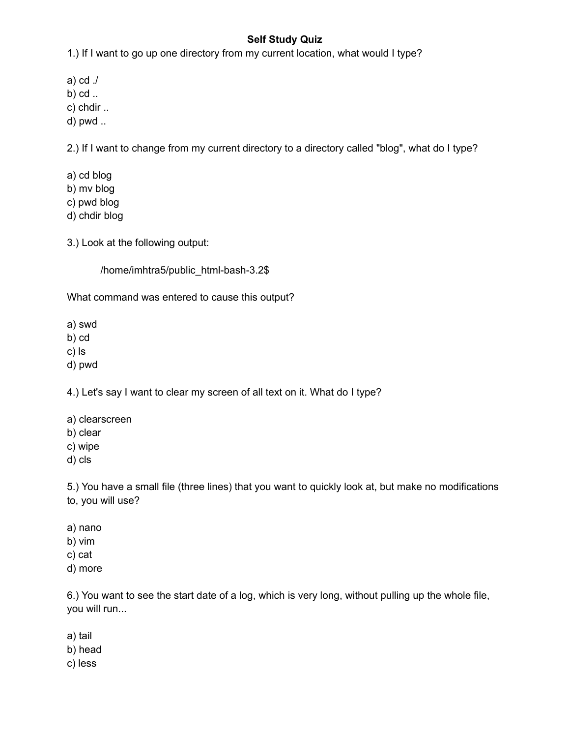# Self Study Quiz

1.) If I want to go up one directory from my current location, what would I type?

a) cd ./
b) cd ..
c) chdir ..
d) pwd ..

2.) If I want to change from my current directory to a directory called "blog", what do I type?

a) cd blog
b) mv blog
c) pwd blog
d) chdir blog

3.) Look at the following output:

> /home/imhtra5/public_html-bash-3.2$

What command was entered to cause this output?

a) swd
b) cd
c) ls
d) pwd

4.) Let's say I want to clear my screen of all text on it. What do I type?

a) clearscreen
b) clear
c) wipe
d) cls

5.) You have a small file (three lines) that you want to quickly look at, but make no modifications to, you will use?

a) nano
b) vim
c) cat
d) more

6.) You want to see the start date of a log, which is very long, without pulling up the whole file, you will run...

a) tail
b) head
c) less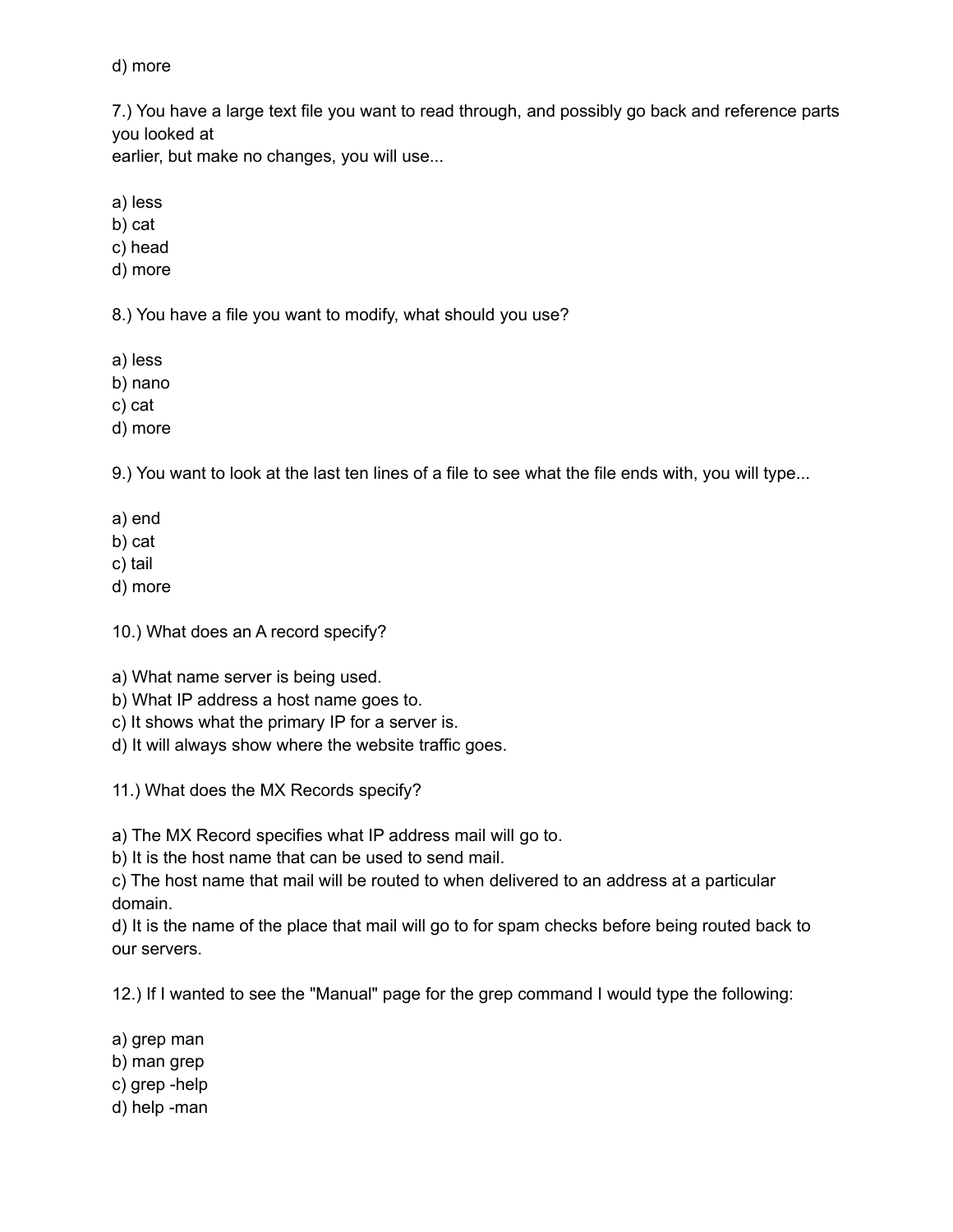d) more

7.) You have a large text file you want to read through, and possibly go back and reference parts you looked at
earlier, but make no changes, you will use...

a) less
b) cat
c) head
d) more

8.) You have a file you want to modify, what should you use?

a) less
b) nano
c) cat
d) more

9.) You want to look at the last ten lines of a file to see what the file ends with, you will type...

a) end
b) cat
c) tail
d) more

10.) What does an A record specify?

a) What name server is being used.
b) What IP address a host name goes to.
c) It shows what the primary IP for a server is.
d) It will always show where the website traffic goes.

11.) What does the MX Records specify?

a) The MX Record specifies what IP address mail will go to.
b) It is the host name that can be used to send mail.
c) The host name that mail will be routed to when delivered to an address at a particular domain.
d) It is the name of the place that mail will go to for spam checks before being routed back to our servers.

12.) If I wanted to see the "Manual" page for the grep command I would type the following:

a) grep man
b) man grep
c) grep -help
d) help -man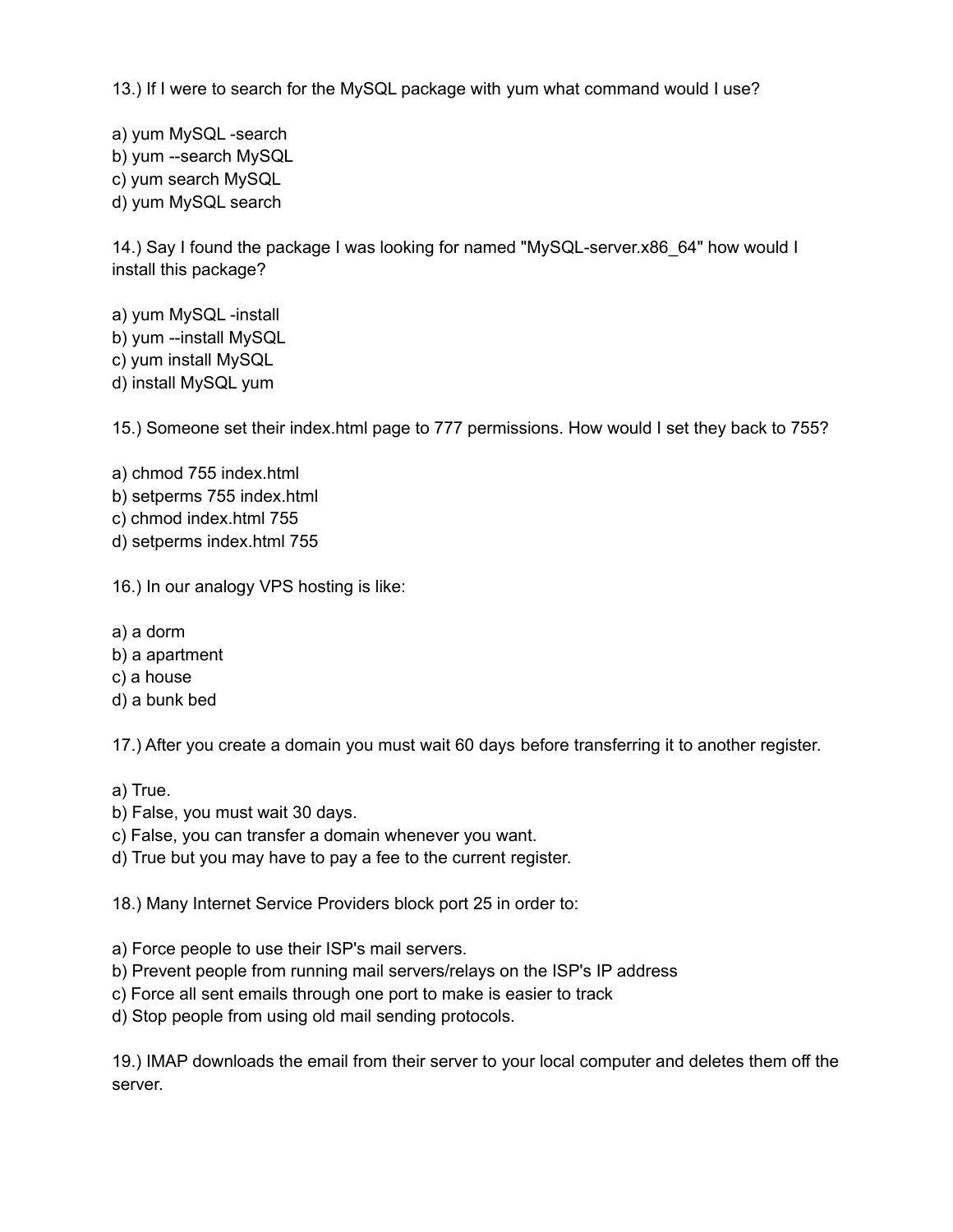13.) If I were to search for the MySQL package with yum what command would I use?

a) yum MySQL -search
b) yum --search MySQL
c) yum search MySQL
d) yum MySQL search

14.) Say I found the package I was looking for named "MySQL-server.x86_64" how would I install this package?

a) yum MySQL -install
b) yum --install MySQL
c) yum install MySQL
d) install MySQL yum

15.) Someone set their index.html page to 777 permissions. How would I set they back to 755?

a) chmod 755 index.html
b) setperms 755 index.html
c) chmod index.html 755
d) setperms index.html 755

16.) In our analogy VPS hosting is like:

a) a dorm
b) a apartment
c) a house
d) a bunk bed

17.) After you create a domain you must wait 60 days before transferring it to another register.

a) True.
b) False, you must wait 30 days.
c) False, you can transfer a domain whenever you want.
d) True but you may have to pay a fee to the current register.

18.) Many Internet Service Providers block port 25 in order to:

a) Force people to use their ISP's mail servers.
b) Prevent people from running mail servers/relays on the ISP's IP address
c) Force all sent emails through one port to make is easier to track
d) Stop people from using old mail sending protocols.

19.) IMAP downloads the email from their server to your local computer and deletes them off the server.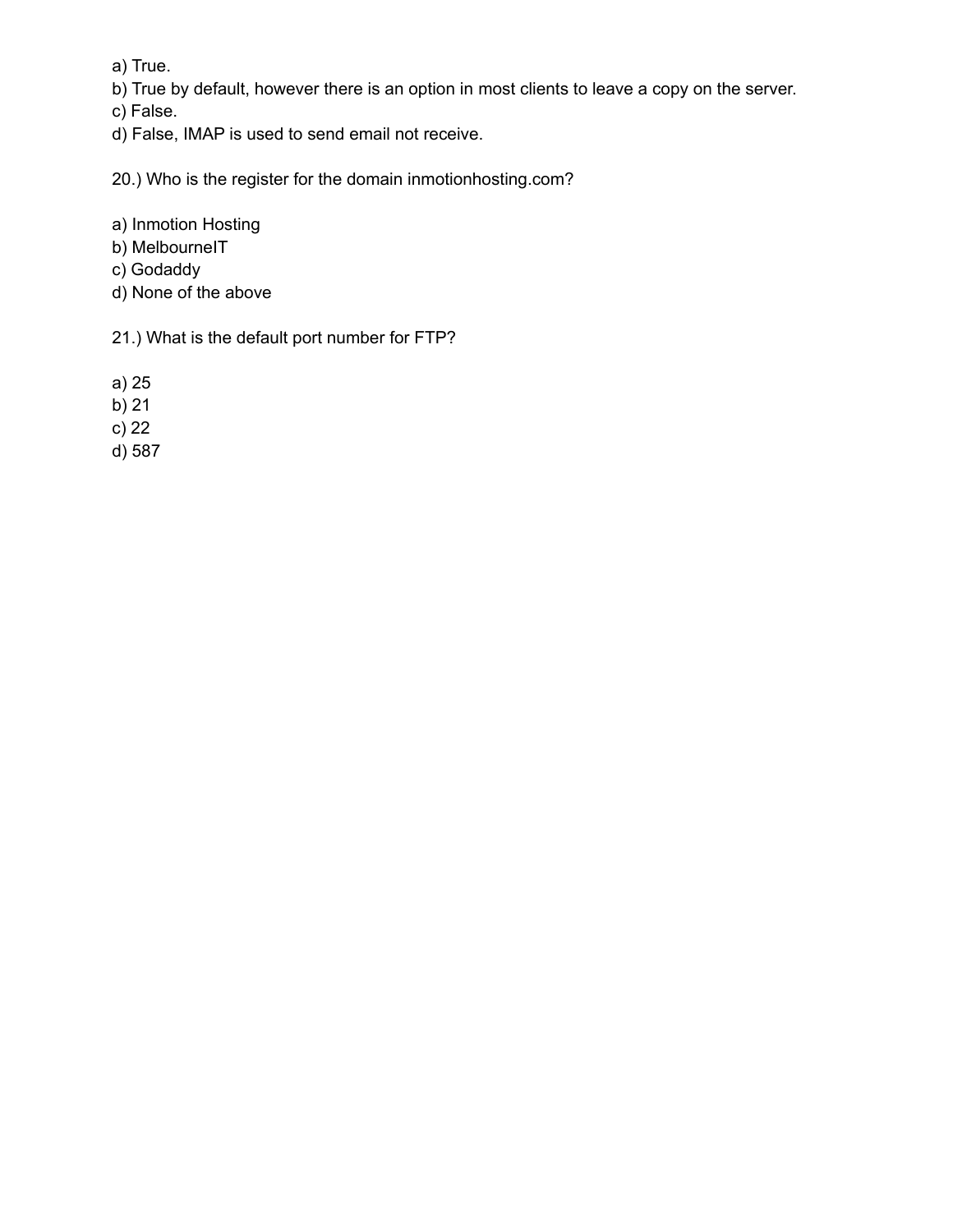a) True.
b) True by default, however there is an option in most clients to leave a copy on the server.
c) False.
d) False, IMAP is used to send email not receive.

20.) Who is the register for the domain inmotionhosting.com?

a) Inmotion Hosting
b) MelbourneIT
c) Godaddy
d) None of the above

21.) What is the default port number for FTP?

a) 25
b) 21
c) 22
d) 587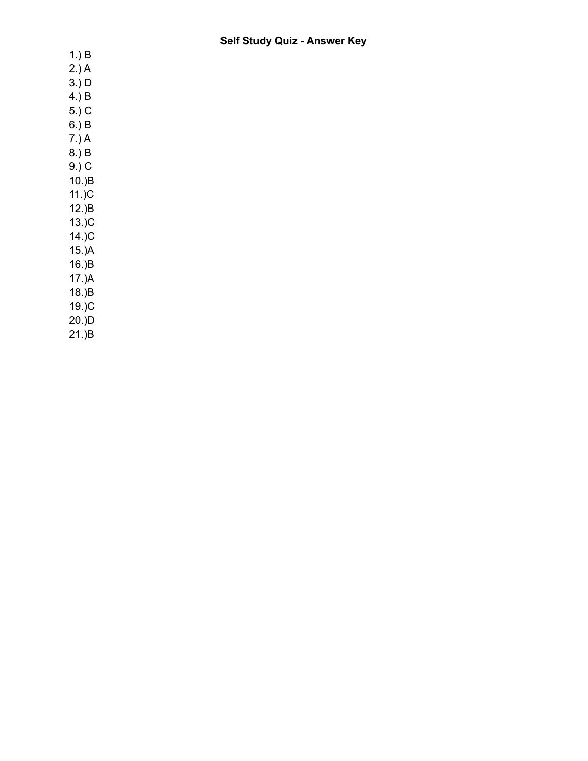## Self Study Quiz - Answer Key

1.) B
2.) A
3.) D
4.) B
5.) C
6.) B
7.) A
8.) B
9.) C
10.)B
11.)C
12.)B
13.)C
14.)C
15.)A
16.)B
17.)A
18.)B
19.)C
20.)D
21.)B